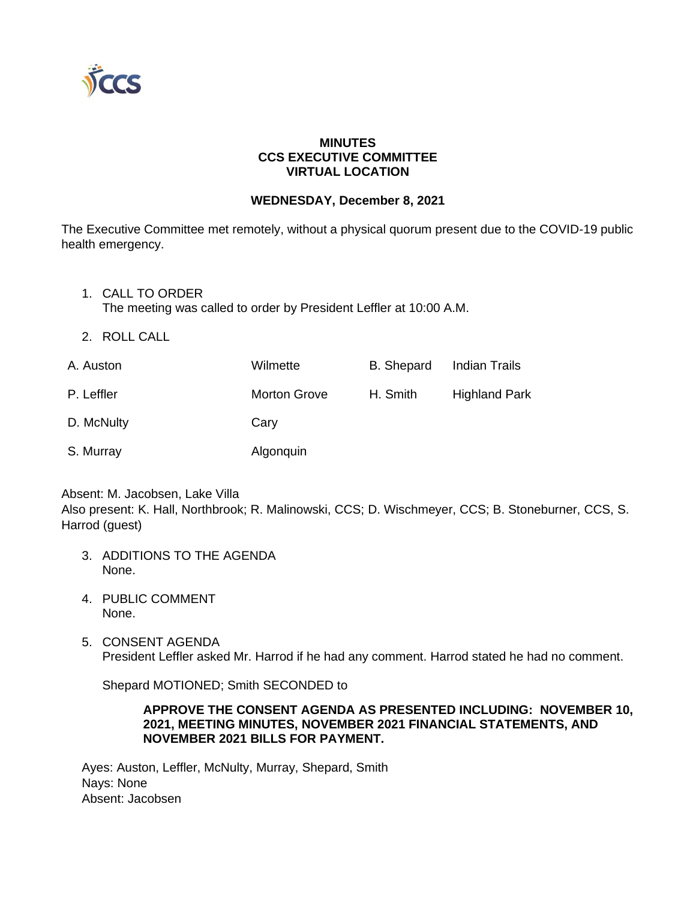**MINUTES**
**CCS EXECUTIVE COMMITTEE**
**VIRTUAL LOCATION**

**WEDNESDAY, December 8, 2021**

The Executive Committee met remotely, without a physical quorum present due to the COVID-19 public health emergency.

1. CALL TO ORDER
   The meeting was called to order by President Leffler at 10:00 A.M.

2. ROLL CALL

| | | | |
|---|---|---|---|
| A. Auston | Wilmette | B. Shepard | Indian Trails |
| P. Leffler | Morton Grove | H. Smith | Highland Park |
| D. McNulty | Cary | | |
| S. Murray | Algonquin | | |

Absent: M. Jacobsen, Lake Villa
Also present: K. Hall, Northbrook; R. Malinowski, CCS; D. Wischmeyer, CCS; B. Stoneburner, CCS, S. Harrod (guest)

3. ADDITIONS TO THE AGENDA
   None.

4. PUBLIC COMMENT
   None.

5. CONSENT AGENDA
   President Leffler asked Mr. Harrod if he had any comment. Harrod stated he had no comment.

   Shepard MOTIONED; Smith SECONDED to

   **APPROVE THE CONSENT AGENDA AS PRESENTED INCLUDING: NOVEMBER 10, 2021, MEETING MINUTES, NOVEMBER 2021 FINANCIAL STATEMENTS, AND NOVEMBER 2021 BILLS FOR PAYMENT.**

Ayes: Auston, Leffler, McNulty, Murray, Shepard, Smith
Nays: None
Absent: Jacobsen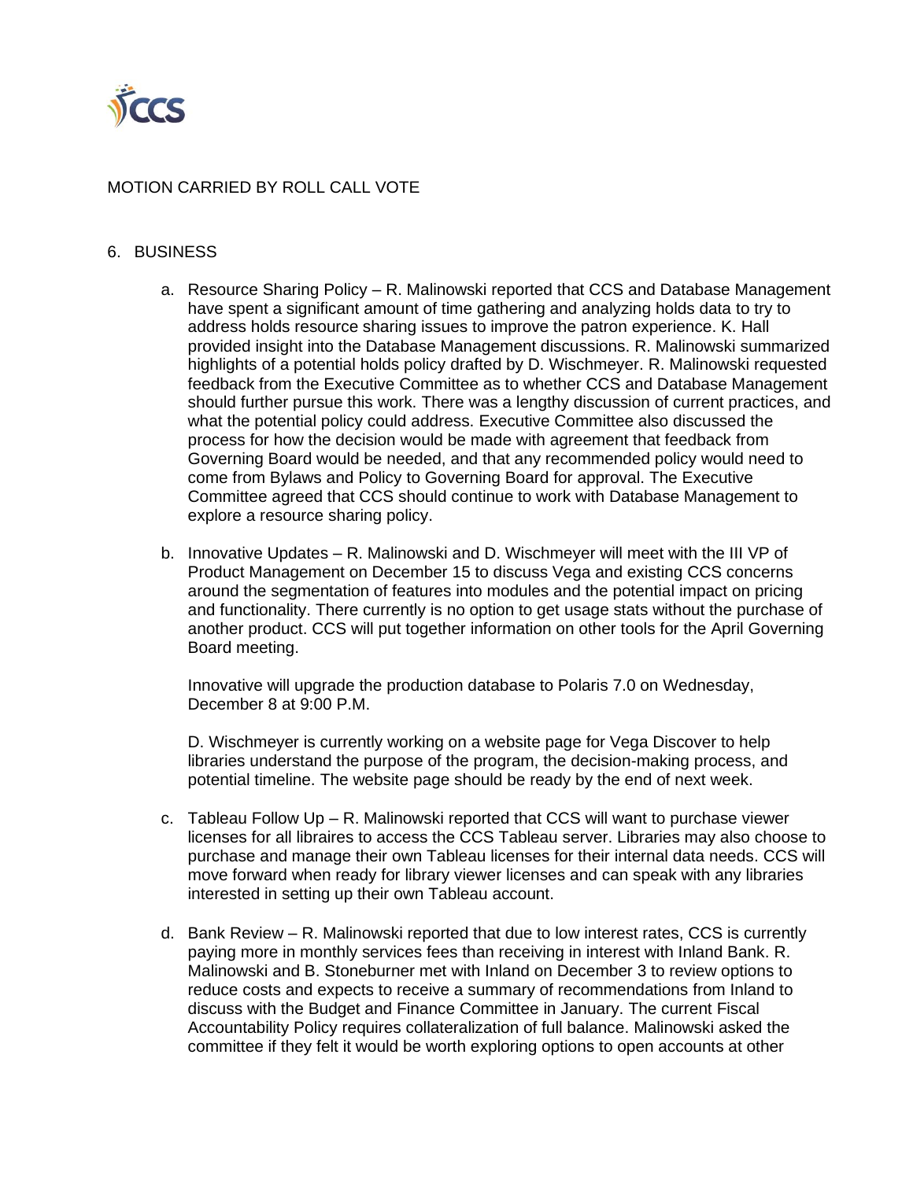MOTION CARRIED BY ROLL CALL VOTE

6. BUSINESS

   a. Resource Sharing Policy – R. Malinowski reported that CCS and Database Management have spent a significant amount of time gathering and analyzing holds data to try to address holds resource sharing issues to improve the patron experience. K. Hall provided insight into the Database Management discussions. R. Malinowski summarized highlights of a potential holds policy drafted by D. Wischmeyer. R. Malinowski requested feedback from the Executive Committee as to whether CCS and Database Management should further pursue this work. There was a lengthy discussion of current practices, and what the potential policy could address. Executive Committee also discussed the process for how the decision would be made with agreement that feedback from Governing Board would be needed, and that any recommended policy would need to come from Bylaws and Policy to Governing Board for approval. The Executive Committee agreed that CCS should continue to work with Database Management to explore a resource sharing policy.

   b. Innovative Updates – R. Malinowski and D. Wischmeyer will meet with the III VP of Product Management on December 15 to discuss Vega and existing CCS concerns around the segmentation of features into modules and the potential impact on pricing and functionality. There currently is no option to get usage stats without the purchase of another product. CCS will put together information on other tools for the April Governing Board meeting.

      Innovative will upgrade the production database to Polaris 7.0 on Wednesday, December 8 at 9:00 P.M.

      D. Wischmeyer is currently working on a website page for Vega Discover to help libraries understand the purpose of the program, the decision-making process, and potential timeline. The website page should be ready by the end of next week.

   c. Tableau Follow Up – R. Malinowski reported that CCS will want to purchase viewer licenses for all libraires to access the CCS Tableau server. Libraries may also choose to purchase and manage their own Tableau licenses for their internal data needs. CCS will move forward when ready for library viewer licenses and can speak with any libraries interested in setting up their own Tableau account.

   d. Bank Review – R. Malinowski reported that due to low interest rates, CCS is currently paying more in monthly services fees than receiving in interest with Inland Bank. R. Malinowski and B. Stoneburner met with Inland on December 3 to review options to reduce costs and expects to receive a summary of recommendations from Inland to discuss with the Budget and Finance Committee in January. The current Fiscal Accountability Policy requires collateralization of full balance. Malinowski asked the committee if they felt it would be worth exploring options to open accounts at other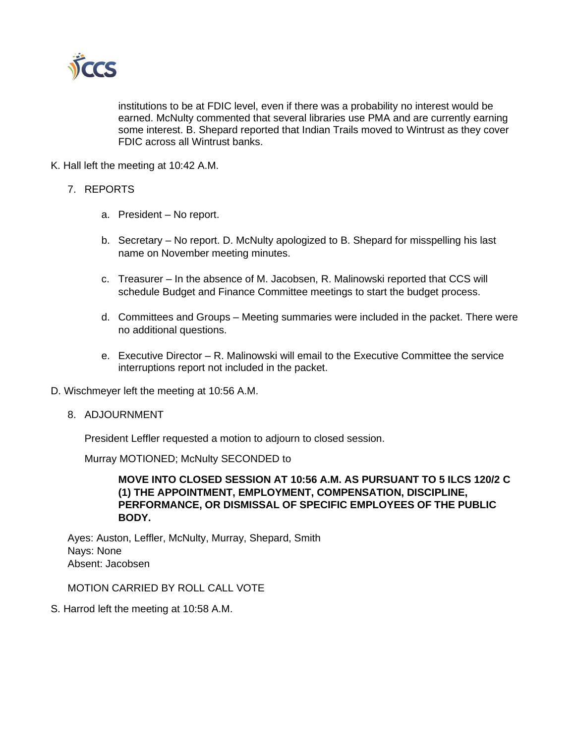institutions to be at FDIC level, even if there was a probability no interest would be earned. McNulty commented that several libraries use PMA and are currently earning some interest. B. Shepard reported that Indian Trails moved to Wintrust as they cover FDIC across all Wintrust banks.

K. Hall left the meeting at 10:42 A.M.

7. REPORTS

   a. President – No report.

   b. Secretary – No report. D. McNulty apologized to B. Shepard for misspelling his last name on November meeting minutes.

   c. Treasurer – In the absence of M. Jacobsen, R. Malinowski reported that CCS will schedule Budget and Finance Committee meetings to start the budget process.

   d. Committees and Groups – Meeting summaries were included in the packet. There were no additional questions.

   e. Executive Director – R. Malinowski will email to the Executive Committee the service interruptions report not included in the packet.

D. Wischmeyer left the meeting at 10:56 A.M.

8. ADJOURNMENT

   President Leffler requested a motion to adjourn to closed session.

   Murray MOTIONED; McNulty SECONDED to

   **MOVE INTO CLOSED SESSION AT 10:56 A.M. AS PURSUANT TO 5 ILCS 120/2 C (1) THE APPOINTMENT, EMPLOYMENT, COMPENSATION, DISCIPLINE, PERFORMANCE, OR DISMISSAL OF SPECIFIC EMPLOYEES OF THE PUBLIC BODY.**

Ayes: Auston, Leffler, McNulty, Murray, Shepard, Smith
Nays: None
Absent: Jacobsen

MOTION CARRIED BY ROLL CALL VOTE

S. Harrod left the meeting at 10:58 A.M.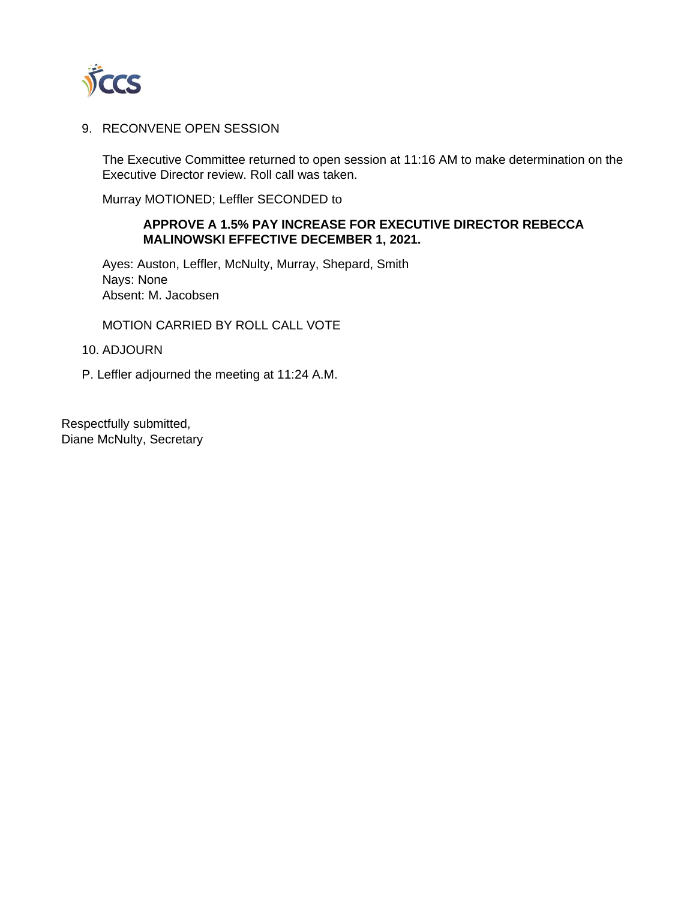9. RECONVENE OPEN SESSION

   The Executive Committee returned to open session at 11:16 AM to make determination on the Executive Director review. Roll call was taken.

   Murray MOTIONED; Leffler SECONDED to

   **APPROVE A 1.5% PAY INCREASE FOR EXECUTIVE DIRECTOR REBECCA MALINOWSKI EFFECTIVE DECEMBER 1, 2021.**

   Ayes: Auston, Leffler, McNulty, Murray, Shepard, Smith
   Nays: None
   Absent: M. Jacobsen

   MOTION CARRIED BY ROLL CALL VOTE

10. ADJOURN

P. Leffler adjourned the meeting at 11:24 A.M.

Respectfully submitted,
Diane McNulty, Secretary